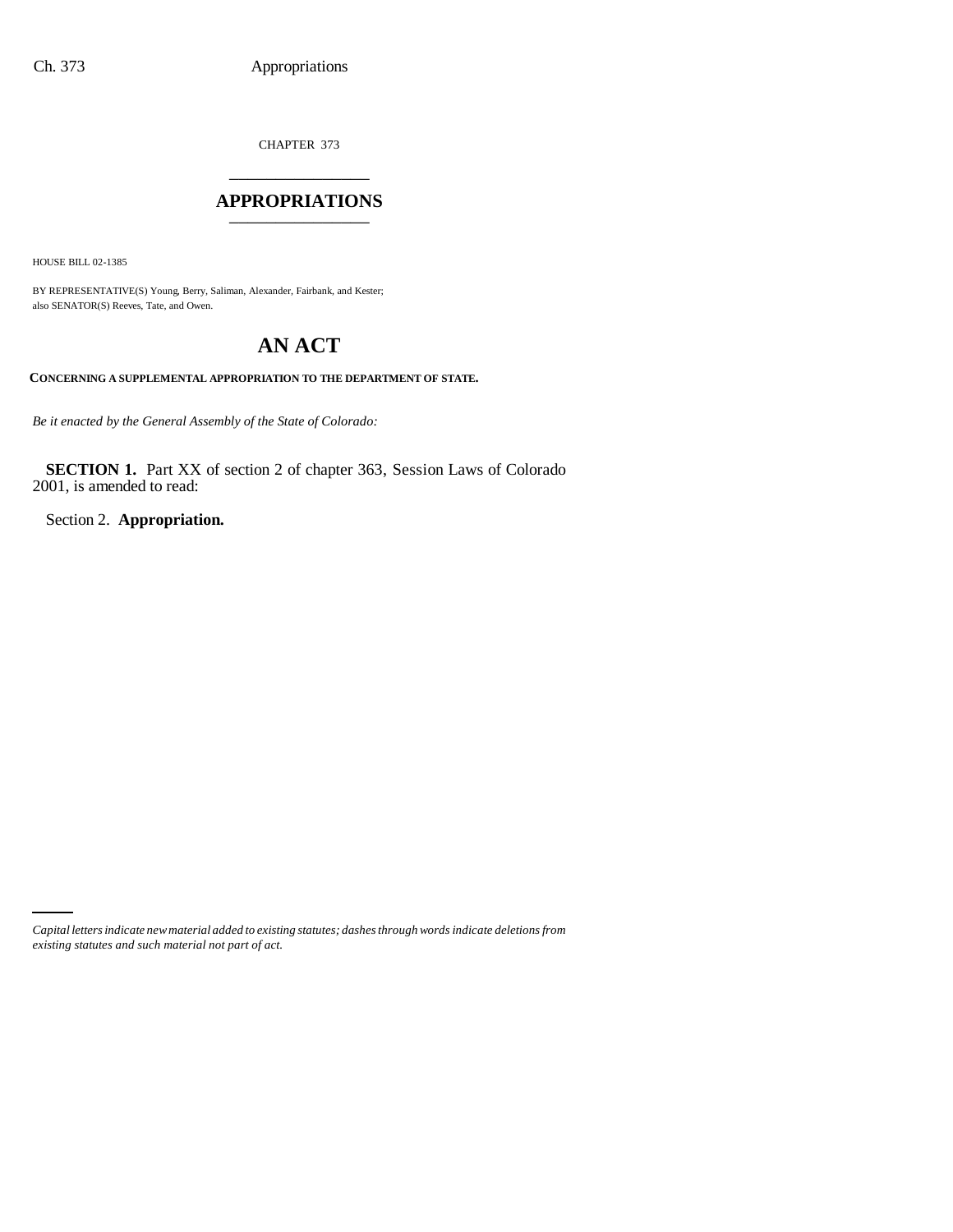CHAPTER 373

# APPROPRIATIONS

HOUSE BILL 02-1385

BY REPRESENTATIVE(S) Young, Berry, Saliman, Alexander, Fairbank, and Kester;
also SENATOR(S) Reeves, Tate, and Owen.

## AN ACT

**CONCERNING A SUPPLEMENTAL APPROPRIATION TO THE DEPARTMENT OF STATE.**

*Be it enacted by the General Assembly of the State of Colorado:*

**SECTION 1.** Part XX of section 2 of chapter 363, Session Laws of Colorado 2001, is amended to read:

Section 2. **Appropriation.**

*Capital letters indicate new material added to existing statutes; dashes through words indicate deletions from existing statutes and such material not part of act.*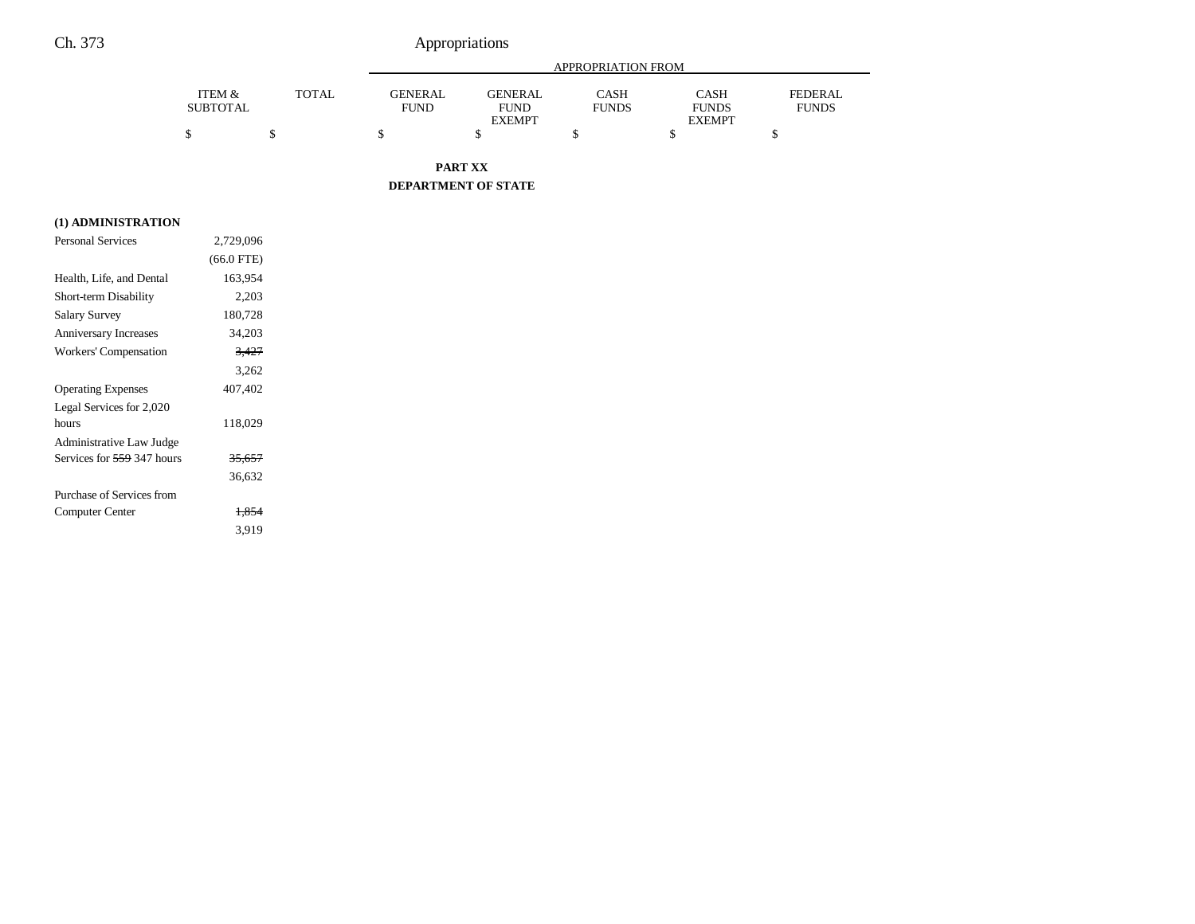| | ITEM & SUBTOTAL | TOTAL | APPROPRIATION FROM | | | | |
|---|---|---|---|---|---|---|---|
| | | | GENERAL FUND | GENERAL FUND EXEMPT | CASH FUNDS | CASH FUNDS EXEMPT | FEDERAL FUNDS |
| | $ | $ | $ | $ | $ | $ | $ |

**PART XX**

**DEPARTMENT OF STATE**

| | ITEM & SUBTOTAL | TOTAL | GENERAL FUND | GENERAL FUND EXEMPT | CASH FUNDS | CASH FUNDS EXEMPT | FEDERAL FUNDS |
|---|---|---|---|---|---|---|---|
| **(1) ADMINISTRATION** | | | | | | | |
| Personal Services | 2,729,096 | | | | | | |
| | (66.0 FTE) | | | | | | |
| Health, Life, and Dental | 163,954 | | | | | | |
| Short-term Disability | 2,203 | | | | | | |
| Salary Survey | 180,728 | | | | | | |
| Anniversary Increases | 34,203 | | | | | | |
| Workers' Compensation | ~~3,427~~ | | | | | | |
| | 3,262 | | | | | | |
| Operating Expenses | 407,402 | | | | | | |
| Legal Services for 2,020 hours | 118,029 | | | | | | |
| Administrative Law Judge Services for ~~559~~ 347 hours | ~~35,657~~ | | | | | | |
| | 36,632 | | | | | | |
| Purchase of Services from Computer Center | ~~1,854~~ | | | | | | |
| | 3,919 | | | | | | |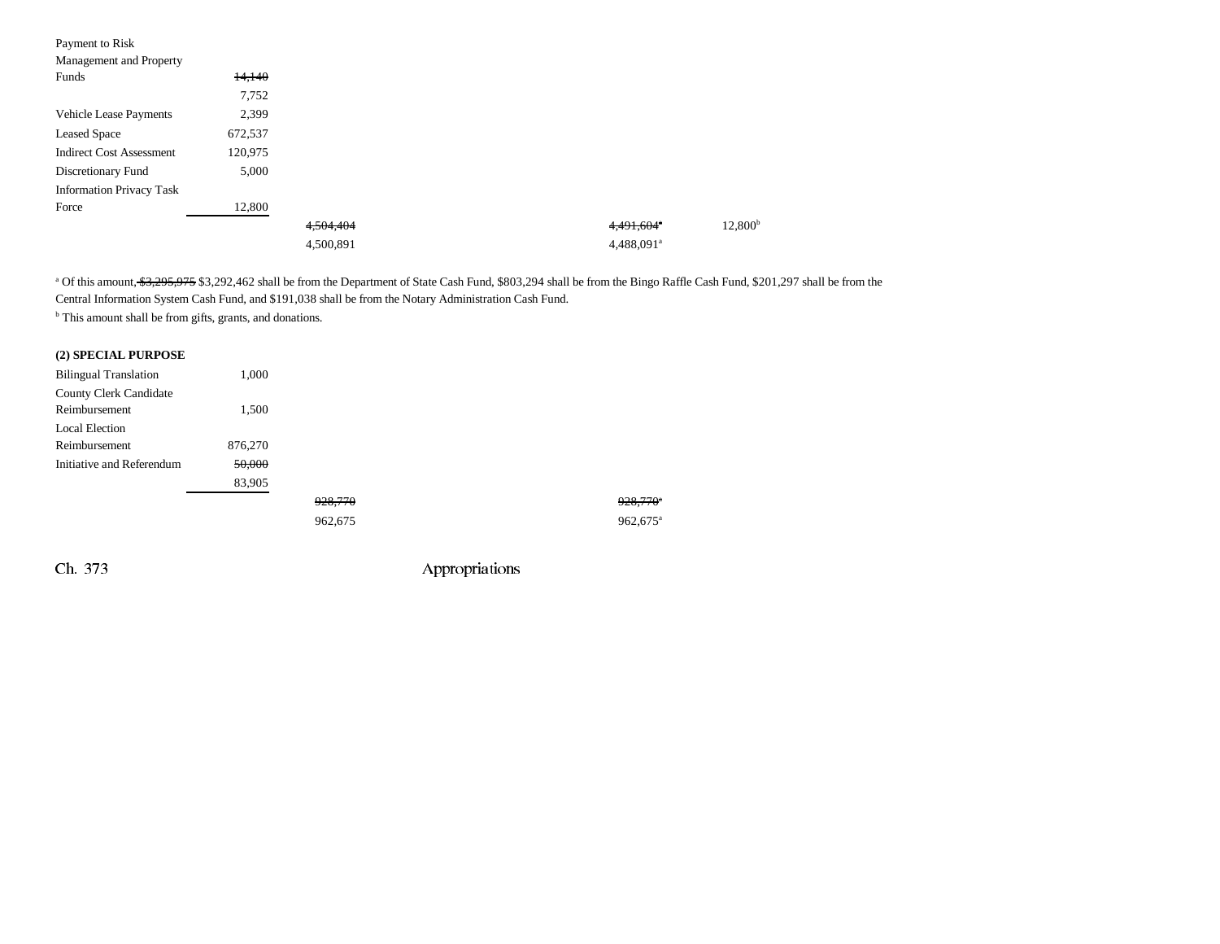| | | | | | |
|---|---|---|---|---|---|
| Payment to Risk Management and Property Funds | ~~14,140~~ | | | | |
| | 7,752 | | | | |
| Vehicle Lease Payments | 2,399 | | | | |
| Leased Space | 672,537 | | | | |
| Indirect Cost Assessment | 120,975 | | | | |
| Discretionary Fund | 5,000 | | | | |
| Information Privacy Task Force | 12,800 | | | | |
| | | ~~4,504,404~~ | | ~~4,491,604~~[a] | 12,800[b] |
| | | 4,500,891 | | 4,488,091[a] | |

[a] Of this amount, ~~$3,295,975~~ $3,292,462 shall be from the Department of State Cash Fund, $803,294 shall be from the Bingo Raffle Cash Fund, $201,297 shall be from the Central Information System Cash Fund, and $191,038 shall be from the Notary Administration Cash Fund.

[b] This amount shall be from gifts, grants, and donations.

**(2) SPECIAL PURPOSE**

| | | | | |
|---|---|---|---|---|
| Bilingual Translation | 1,000 | | | |
| County Clerk Candidate Reimbursement | 1,500 | | | |
| Local Election Reimbursement | 876,270 | | | |
| Initiative and Referendum | ~~50,000~~ | | | |
| | 83,905 | | | |
| | | ~~928,770~~ | | ~~928,770~~[a] |
| | | 962,675 | | 962,675[a] |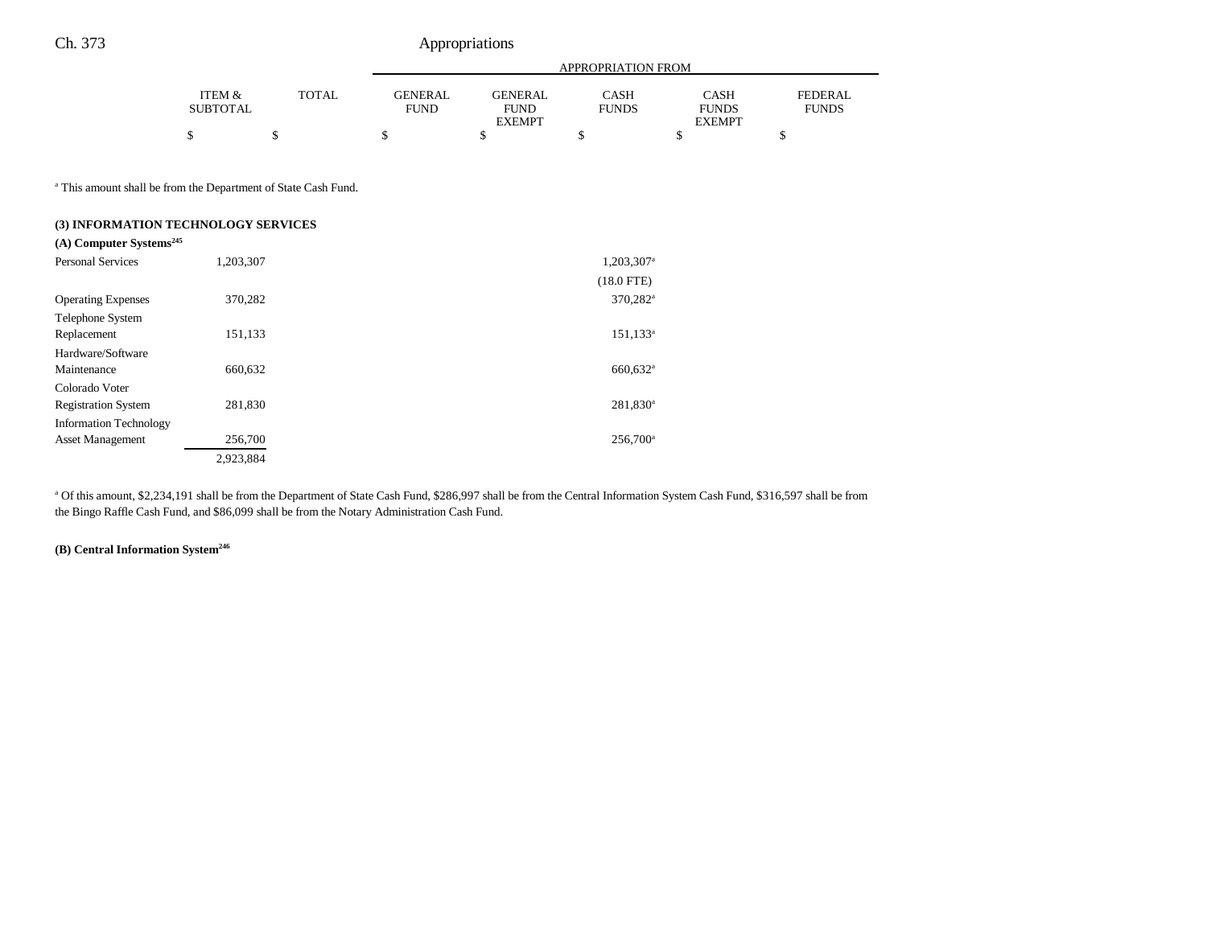| | ITEM & SUBTOTAL | TOTAL | GENERAL FUND | GENERAL FUND EXEMPT | CASH FUNDS | CASH FUNDS EXEMPT | FEDERAL FUNDS |
|---|---|---|---|---|---|---|---|
| | $ | $ | $ | $ | $ | $ | $ |

[a] This amount shall be from the Department of State Cash Fund.

**(3) INFORMATION TECHNOLOGY SERVICES**

**(A) Computer Systems[245]**

| | ITEM & SUBTOTAL | TOTAL | GENERAL FUND | GENERAL FUND EXEMPT | CASH FUNDS | CASH FUNDS EXEMPT | FEDERAL FUNDS |
|---|---|---|---|---|---|---|---|
| Personal Services | 1,203,307 | | | | 1,203,307[a] | | |
| | | | | | (18.0 FTE) | | |
| Operating Expenses | 370,282 | | | | 370,282[a] | | |
| Telephone System Replacement | 151,133 | | | | 151,133[a] | | |
| Hardware/Software Maintenance | 660,632 | | | | 660,632[a] | | |
| Colorado Voter Registration System | 281,830 | | | | 281,830[a] | | |
| Information Technology Asset Management | 256,700 | | | | 256,700[a] | | |
| | 2,923,884 | | | | | | |

[a] Of this amount, $2,234,191 shall be from the Department of State Cash Fund, $286,997 shall be from the Central Information System Cash Fund, $316,597 shall be from the Bingo Raffle Cash Fund, and $86,099 shall be from the Notary Administration Cash Fund.

**(B) Central Information System[246]**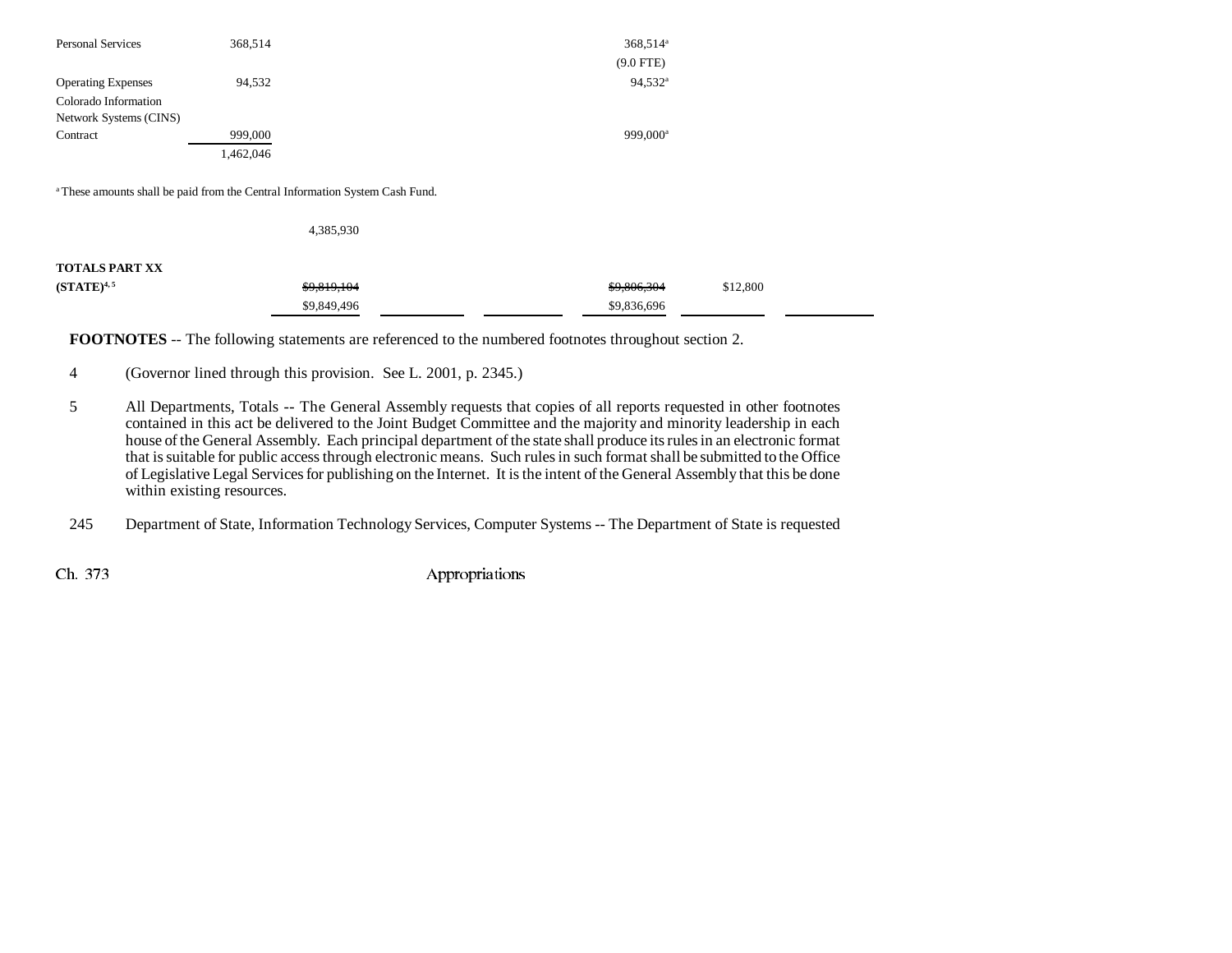| | | | | | | | |
|---|---|---|---|---|---|---|---|
| Personal Services | 368,514 | | | | 368,514[a] | | |
| | | | | | (9.0 FTE) | | |
| Operating Expenses | 94,532 | | | | 94,532[a] | | |
| Colorado Information Network Systems (CINS) Contract | 999,000 | | | | 999,000[a] | | |
| | 1,462,046 | | | | | | |

[a] These amounts shall be paid from the Central Information System Cash Fund.

| | | | | | | | |
|---|---|---|---|---|---|---|---|
| | | 4,385,930 | | | | | |
| **TOTALS PART XX (STATE)**[4, 5] | | ~~$9,819,104~~ | | | ~~$9,806,304~~ | $12,800 | |
| | | $9,849,496 | | | $9,836,696 | | |

**FOOTNOTES** -- The following statements are referenced to the numbered footnotes throughout section 2.

4 (Governor lined through this provision. See L. 2001, p. 2345.)

5 All Departments, Totals -- The General Assembly requests that copies of all reports requested in other footnotes contained in this act be delivered to the Joint Budget Committee and the majority and minority leadership in each house of the General Assembly. Each principal department of the state shall produce its rules in an electronic format that is suitable for public access through electronic means. Such rules in such format shall be submitted to the Office of Legislative Legal Services for publishing on the Internet. It is the intent of the General Assembly that this be done within existing resources.

245 Department of State, Information Technology Services, Computer Systems -- The Department of State is requested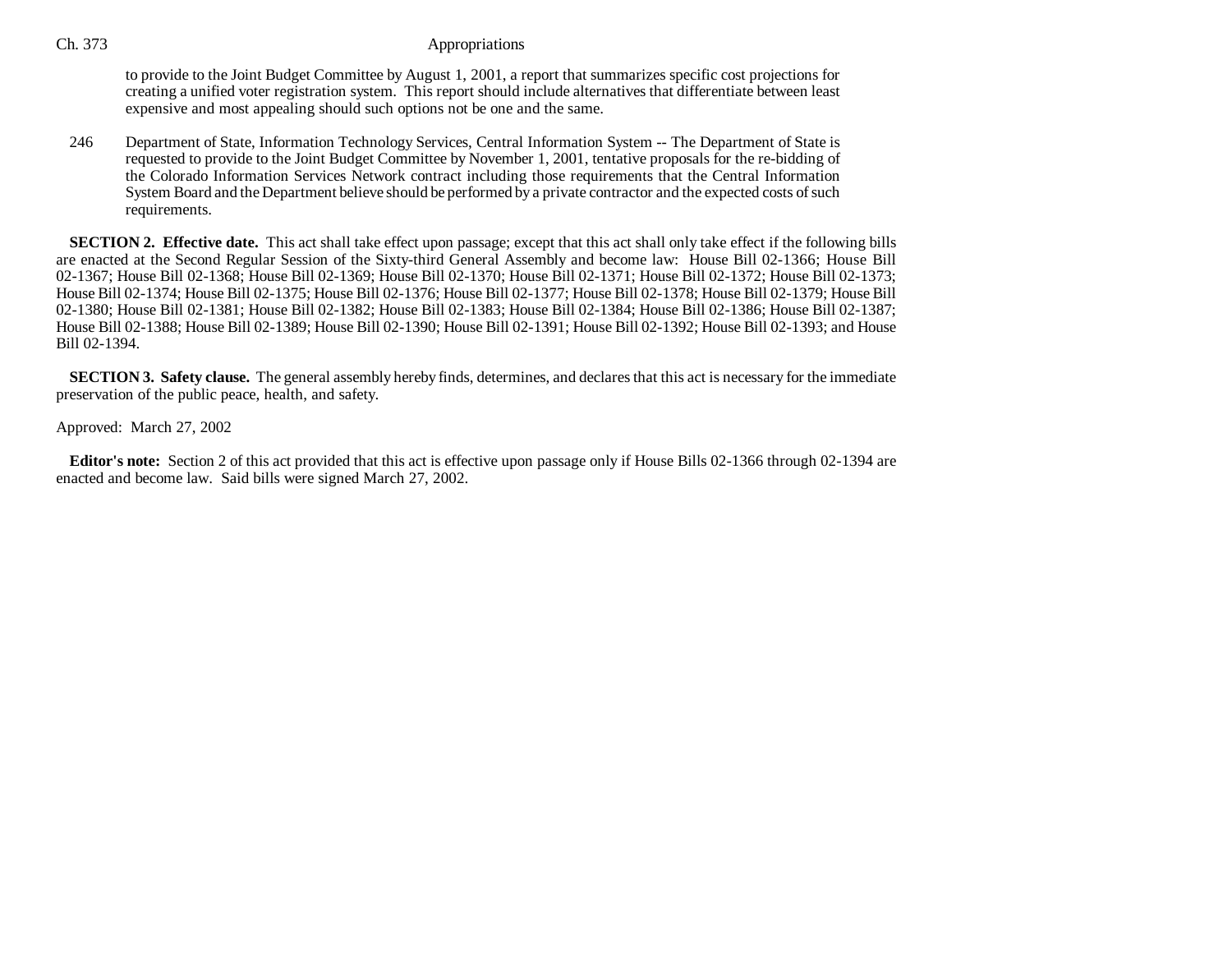to provide to the Joint Budget Committee by August 1, 2001, a report that summarizes specific cost projections for creating a unified voter registration system. This report should include alternatives that differentiate between least expensive and most appealing should such options not be one and the same.

246 Department of State, Information Technology Services, Central Information System -- The Department of State is requested to provide to the Joint Budget Committee by November 1, 2001, tentative proposals for the re-bidding of the Colorado Information Services Network contract including those requirements that the Central Information System Board and the Department believe should be performed by a private contractor and the expected costs of such requirements.

**SECTION 2. Effective date.** This act shall take effect upon passage; except that this act shall only take effect if the following bills are enacted at the Second Regular Session of the Sixty-third General Assembly and become law: House Bill 02-1366; House Bill 02-1367; House Bill 02-1368; House Bill 02-1369; House Bill 02-1370; House Bill 02-1371; House Bill 02-1372; House Bill 02-1373; House Bill 02-1374; House Bill 02-1375; House Bill 02-1376; House Bill 02-1377; House Bill 02-1378; House Bill 02-1379; House Bill 02-1380; House Bill 02-1381; House Bill 02-1382; House Bill 02-1383; House Bill 02-1384; House Bill 02-1386; House Bill 02-1387; House Bill 02-1388; House Bill 02-1389; House Bill 02-1390; House Bill 02-1391; House Bill 02-1392; House Bill 02-1393; and House Bill 02-1394.

**SECTION 3. Safety clause.** The general assembly hereby finds, determines, and declares that this act is necessary for the immediate preservation of the public peace, health, and safety.

Approved: March 27, 2002

**Editor's note:** Section 2 of this act provided that this act is effective upon passage only if House Bills 02-1366 through 02-1394 are enacted and become law. Said bills were signed March 27, 2002.